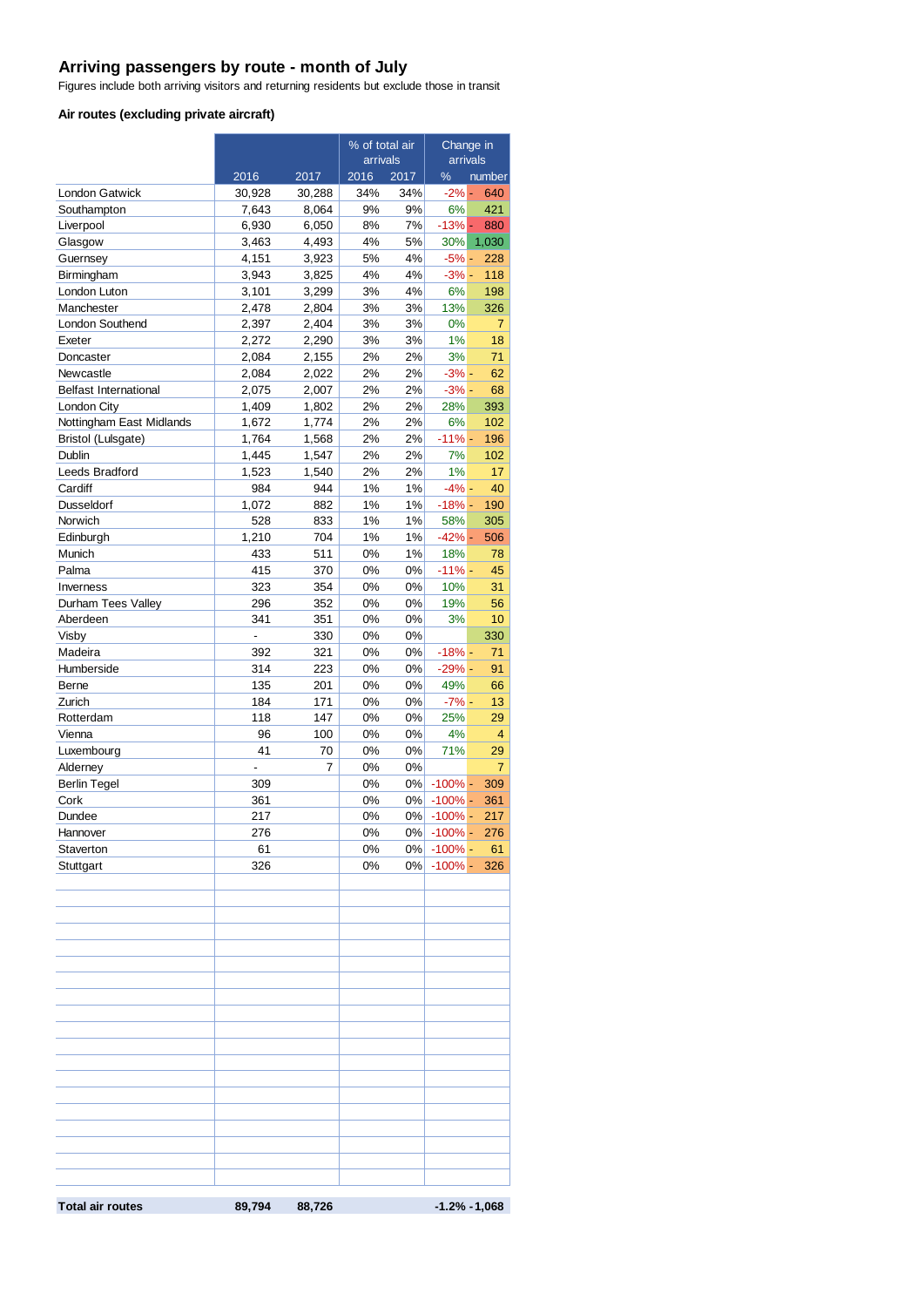## Arriving passengers by route - month of July

Figures include both arriving visitors and returning residents but exclude those in transit

### Air routes (excluding private aircraft)

| | | | % of total air arrivals | | Change in arrivals | |
|---|---|---|---|---|---|---|
| | 2016 | 2017 | 2016 | 2017 | % | number |
| London Gatwick | 30,928 | 30,288 | 34% | 34% | -2% | - 640 |
| Southampton | 7,643 | 8,064 | 9% | 9% | 6% | 421 |
| Liverpool | 6,930 | 6,050 | 8% | 7% | -13% | - 880 |
| Glasgow | 3,463 | 4,493 | 4% | 5% | 30% | 1,030 |
| Guernsey | 4,151 | 3,923 | 5% | 4% | -5% | - 228 |
| Birmingham | 3,943 | 3,825 | 4% | 4% | -3% | - 118 |
| London Luton | 3,101 | 3,299 | 3% | 4% | 6% | 198 |
| Manchester | 2,478 | 2,804 | 3% | 3% | 13% | 326 |
| London Southend | 2,397 | 2,404 | 3% | 3% | 0% | 7 |
| Exeter | 2,272 | 2,290 | 3% | 3% | 1% | 18 |
| Doncaster | 2,084 | 2,155 | 2% | 2% | 3% | 71 |
| Newcastle | 2,084 | 2,022 | 2% | 2% | -3% | - 62 |
| Belfast International | 2,075 | 2,007 | 2% | 2% | -3% | - 68 |
| London City | 1,409 | 1,802 | 2% | 2% | 28% | 393 |
| Nottingham East Midlands | 1,672 | 1,774 | 2% | 2% | 6% | 102 |
| Bristol (Lulsgate) | 1,764 | 1,568 | 2% | 2% | -11% | - 196 |
| Dublin | 1,445 | 1,547 | 2% | 2% | 7% | 102 |
| Leeds Bradford | 1,523 | 1,540 | 2% | 2% | 1% | 17 |
| Cardiff | 984 | 944 | 1% | 1% | -4% | - 40 |
| Dusseldorf | 1,072 | 882 | 1% | 1% | -18% | - 190 |
| Norwich | 528 | 833 | 1% | 1% | 58% | 305 |
| Edinburgh | 1,210 | 704 | 1% | 1% | -42% | - 506 |
| Munich | 433 | 511 | 0% | 1% | 18% | 78 |
| Palma | 415 | 370 | 0% | 0% | -11% | - 45 |
| Inverness | 323 | 354 | 0% | 0% | 10% | 31 |
| Durham Tees Valley | 296 | 352 | 0% | 0% | 19% | 56 |
| Aberdeen | 341 | 351 | 0% | 0% | 3% | 10 |
| Visby | - | 330 | 0% | 0% | | 330 |
| Madeira | 392 | 321 | 0% | 0% | -18% | - 71 |
| Humberside | 314 | 223 | 0% | 0% | -29% | - 91 |
| Berne | 135 | 201 | 0% | 0% | 49% | 66 |
| Zurich | 184 | 171 | 0% | 0% | -7% | - 13 |
| Rotterdam | 118 | 147 | 0% | 0% | 25% | 29 |
| Vienna | 96 | 100 | 0% | 0% | 4% | 4 |
| Luxembourg | 41 | 70 | 0% | 0% | 71% | 29 |
| Alderney | - | 7 | 0% | 0% | | 7 |
| Berlin Tegel | 309 | | 0% | 0% | -100% | - 309 |
| Cork | 361 | | 0% | 0% | -100% | - 361 |
| Dundee | 217 | | 0% | 0% | -100% | - 217 |
| Hannover | 276 | | 0% | 0% | -100% | - 276 |
| Staverton | 61 | | 0% | 0% | -100% | - 61 |
| Stuttgart | 326 | | 0% | 0% | -100% | - 326 |
| **Total air routes** | **89,794** | **88,726** | | | **-1.2%** | **-1,068** |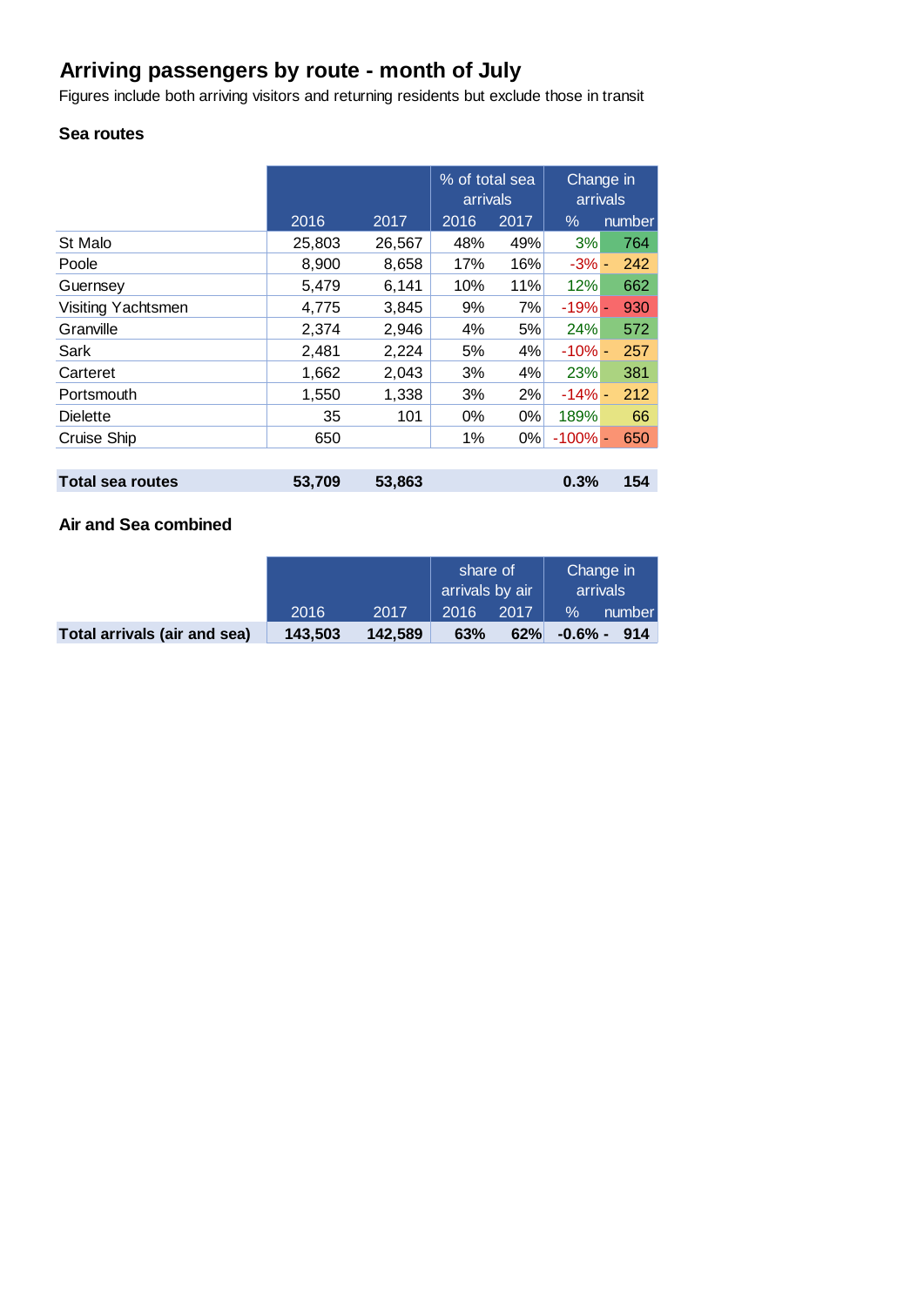# Arriving passengers by route - month of July

Figures include both arriving visitors and returning residents but exclude those in transit

## Sea routes

| | 2016 | 2017 | % of total sea arrivals 2016 | % of total sea arrivals 2017 | Change in arrivals % | Change in arrivals number |
|---|---|---|---|---|---|---|
| St Malo | 25,803 | 26,567 | 48% | 49% | 3% | 764 |
| Poole | 8,900 | 8,658 | 17% | 16% | -3% | - 242 |
| Guernsey | 5,479 | 6,141 | 10% | 11% | 12% | 662 |
| Visiting Yachtsmen | 4,775 | 3,845 | 9% | 7% | -19% | - 930 |
| Granville | 2,374 | 2,946 | 4% | 5% | 24% | 572 |
| Sark | 2,481 | 2,224 | 5% | 4% | -10% | - 257 |
| Carteret | 1,662 | 2,043 | 3% | 4% | 23% | 381 |
| Portsmouth | 1,550 | 1,338 | 3% | 2% | -14% | - 212 |
| Dielette | 35 | 101 | 0% | 0% | 189% | 66 |
| Cruise Ship | 650 | | 1% | 0% | -100% | - 650 |
| **Total sea routes** | **53,709** | **53,863** | | | **0.3%** | **154** |

## Air and Sea combined

| | 2016 | 2017 | share of arrivals by air 2016 | share of arrivals by air 2017 | Change in arrivals % | Change in arrivals number |
|---|---|---|---|---|---|---|
| **Total arrivals (air and sea)** | **143,503** | **142,589** | **63%** | **62%** | **-0.6%** | **- 914** |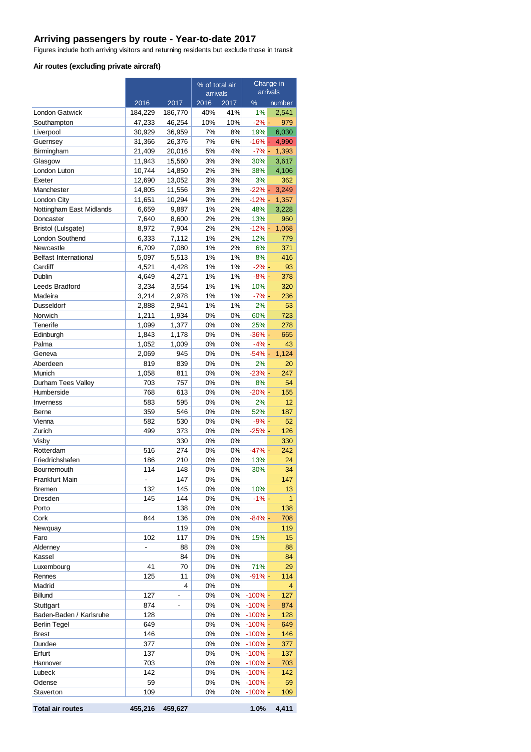## Arriving passengers by route - Year-to-date 2017

Figures include both arriving visitors and returning residents but exclude those in transit

### Air routes (excluding private aircraft)

| | | | % of total air arrivals | | Change in arrivals | |
|---|---|---|---|---|---|---|
| | 2016 | 2017 | 2016 | 2017 | % | number |
| London Gatwick | 184,229 | 186,770 | 40% | 41% | 1% | 2,541 |
| Southampton | 47,233 | 46,254 | 10% | 10% | -2% | - 979 |
| Liverpool | 30,929 | 36,959 | 7% | 8% | 19% | 6,030 |
| Guernsey | 31,366 | 26,376 | 7% | 6% | -16% | - 4,990 |
| Birmingham | 21,409 | 20,016 | 5% | 4% | -7% | - 1,393 |
| Glasgow | 11,943 | 15,560 | 3% | 3% | 30% | 3,617 |
| London Luton | 10,744 | 14,850 | 2% | 3% | 38% | 4,106 |
| Exeter | 12,690 | 13,052 | 3% | 3% | 3% | 362 |
| Manchester | 14,805 | 11,556 | 3% | 3% | -22% | - 3,249 |
| London City | 11,651 | 10,294 | 3% | 2% | -12% | - 1,357 |
| Nottingham East Midlands | 6,659 | 9,887 | 1% | 2% | 48% | 3,228 |
| Doncaster | 7,640 | 8,600 | 2% | 2% | 13% | 960 |
| Bristol (Lulsgate) | 8,972 | 7,904 | 2% | 2% | -12% | - 1,068 |
| London Southend | 6,333 | 7,112 | 1% | 2% | 12% | 779 |
| Newcastle | 6,709 | 7,080 | 1% | 2% | 6% | 371 |
| Belfast International | 5,097 | 5,513 | 1% | 1% | 8% | 416 |
| Cardiff | 4,521 | 4,428 | 1% | 1% | -2% | - 93 |
| Dublin | 4,649 | 4,271 | 1% | 1% | -8% | - 378 |
| Leeds Bradford | 3,234 | 3,554 | 1% | 1% | 10% | 320 |
| Madeira | 3,214 | 2,978 | 1% | 1% | -7% | - 236 |
| Dusseldorf | 2,888 | 2,941 | 1% | 1% | 2% | 53 |
| Norwich | 1,211 | 1,934 | 0% | 0% | 60% | 723 |
| Tenerife | 1,099 | 1,377 | 0% | 0% | 25% | 278 |
| Edinburgh | 1,843 | 1,178 | 0% | 0% | -36% | - 665 |
| Palma | 1,052 | 1,009 | 0% | 0% | -4% | - 43 |
| Geneva | 2,069 | 945 | 0% | 0% | -54% | - 1,124 |
| Aberdeen | 819 | 839 | 0% | 0% | 2% | 20 |
| Munich | 1,058 | 811 | 0% | 0% | -23% | - 247 |
| Durham Tees Valley | 703 | 757 | 0% | 0% | 8% | 54 |
| Humberside | 768 | 613 | 0% | 0% | -20% | - 155 |
| Inverness | 583 | 595 | 0% | 0% | 2% | 12 |
| Berne | 359 | 546 | 0% | 0% | 52% | 187 |
| Vienna | 582 | 530 | 0% | 0% | -9% | - 52 |
| Zurich | 499 | 373 | 0% | 0% | -25% | - 126 |
| Visby | | 330 | 0% | 0% | | 330 |
| Rotterdam | 516 | 274 | 0% | 0% | -47% | - 242 |
| Friedrichshafen | 186 | 210 | 0% | 0% | 13% | 24 |
| Bournemouth | 114 | 148 | 0% | 0% | 30% | 34 |
| Frankfurt Main | - | 147 | 0% | 0% | | 147 |
| Bremen | 132 | 145 | 0% | 0% | 10% | 13 |
| Dresden | 145 | 144 | 0% | 0% | -1% | - 1 |
| Porto | | 138 | 0% | 0% | | 138 |
| Cork | 844 | 136 | 0% | 0% | -84% | - 708 |
| Newquay | | 119 | 0% | 0% | | 119 |
| Faro | 102 | 117 | 0% | 0% | 15% | 15 |
| Alderney | - | 88 | 0% | 0% | | 88 |
| Kassel | | 84 | 0% | 0% | | 84 |
| Luxembourg | 41 | 70 | 0% | 0% | 71% | 29 |
| Rennes | 125 | 11 | 0% | 0% | -91% | - 114 |
| Madrid | | 4 | 0% | 0% | | 4 |
| Billund | 127 | - | 0% | 0% | -100% | - 127 |
| Stuttgart | 874 | - | 0% | 0% | -100% | - 874 |
| Baden-Baden / Karlsruhe | 128 | | 0% | 0% | -100% | - 128 |
| Berlin Tegel | 649 | | 0% | 0% | -100% | - 649 |
| Brest | 146 | | 0% | 0% | -100% | - 146 |
| Dundee | 377 | | 0% | 0% | -100% | - 377 |
| Erfurt | 137 | | 0% | 0% | -100% | - 137 |
| Hannover | 703 | | 0% | 0% | -100% | - 703 |
| Lubeck | 142 | | 0% | 0% | -100% | - 142 |
| Odense | 59 | | 0% | 0% | -100% | - 59 |
| Staverton | 109 | | 0% | 0% | -100% | - 109 |
| **Total air routes** | **455,216** | **459,627** | | | **1.0%** | **4,411** |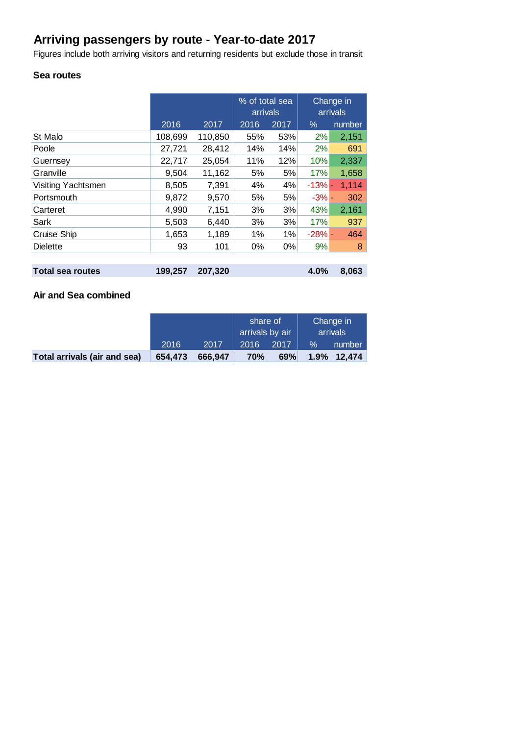# Arriving passengers by route - Year-to-date 2017

Figures include both arriving visitors and returning residents but exclude those in transit

### Sea routes

| | | | % of total sea arrivals | | Change in arrivals | |
|---|---|---|---|---|---|---|
| | 2016 | 2017 | 2016 | 2017 | % | number |
| St Malo | 108,699 | 110,850 | 55% | 53% | 2% | 2,151 |
| Poole | 27,721 | 28,412 | 14% | 14% | 2% | 691 |
| Guernsey | 22,717 | 25,054 | 11% | 12% | 10% | 2,337 |
| Granville | 9,504 | 11,162 | 5% | 5% | 17% | 1,658 |
| Visiting Yachtsmen | 8,505 | 7,391 | 4% | 4% | -13% | - 1,114 |
| Portsmouth | 9,872 | 9,570 | 5% | 5% | -3% | - 302 |
| Carteret | 4,990 | 7,151 | 3% | 3% | 43% | 2,161 |
| Sark | 5,503 | 6,440 | 3% | 3% | 17% | 937 |
| Cruise Ship | 1,653 | 1,189 | 1% | 1% | -28% | - 464 |
| Dielette | 93 | 101 | 0% | 0% | 9% | 8 |
| | | | | | | |
| **Total sea routes** | **199,257** | **207,320** | | | **4.0%** | **8,063** |

### Air and Sea combined

| | | | share of arrivals by air | | Change in arrivals | |
|---|---|---|---|---|---|---|
| | 2016 | 2017 | 2016 | 2017 | % | number |
| **Total arrivals (air and sea)** | **654,473** | **666,947** | **70%** | **69%** | **1.9%** | **12,474** |